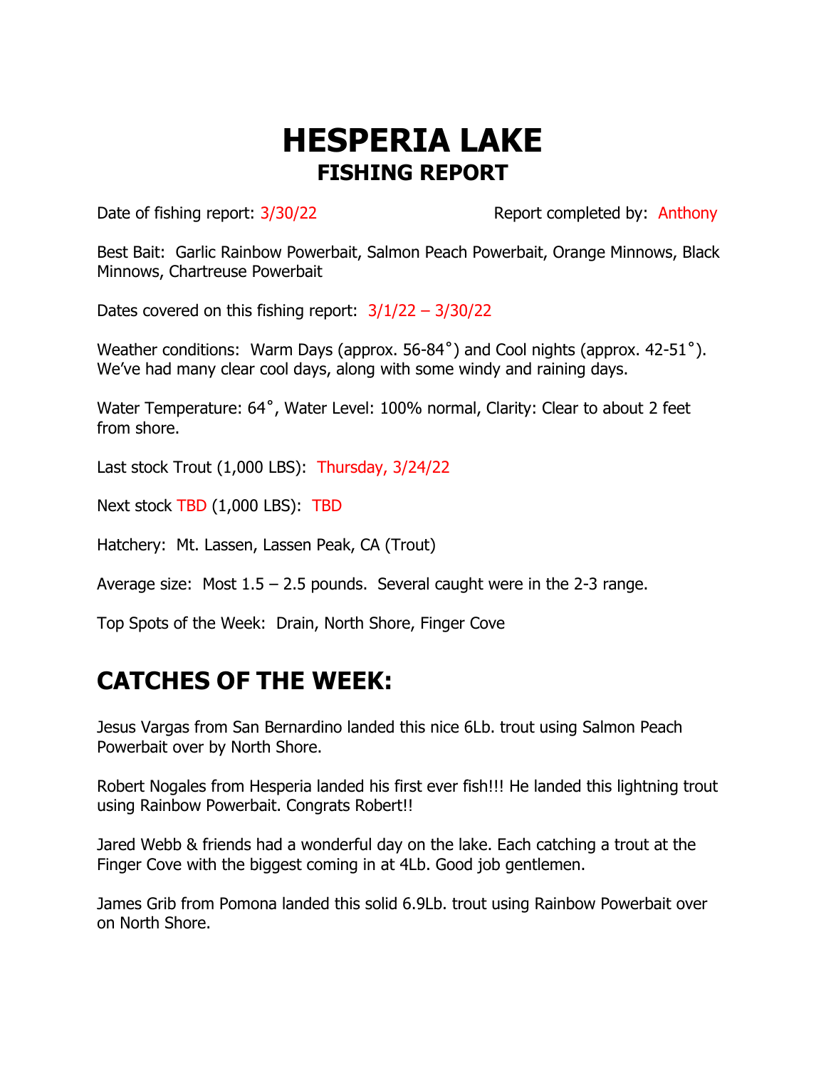# HESPERIA LAKE
## FISHING REPORT

Date of fishing report: 3/30/22 Report completed by: Anthony

Best Bait: Garlic Rainbow Powerbait, Salmon Peach Powerbait, Orange Minnows, Black Minnows, Chartreuse Powerbait

Dates covered on this fishing report: 3/1/22 – 3/30/22

Weather conditions: Warm Days (approx. 56-84˚) and Cool nights (approx. 42-51˚). We've had many clear cool days, along with some windy and raining days.

Water Temperature: 64˚, Water Level: 100% normal, Clarity: Clear to about 2 feet from shore.

Last stock Trout (1,000 LBS): Thursday, 3/24/22

Next stock TBD (1,000 LBS): TBD

Hatchery: Mt. Lassen, Lassen Peak, CA (Trout)

Average size: Most 1.5 – 2.5 pounds. Several caught were in the 2-3 range.

Top Spots of the Week: Drain, North Shore, Finger Cove

## CATCHES OF THE WEEK:

Jesus Vargas from San Bernardino landed this nice 6Lb. trout using Salmon Peach Powerbait over by North Shore.

Robert Nogales from Hesperia landed his first ever fish!!! He landed this lightning trout using Rainbow Powerbait. Congrats Robert!!

Jared Webb & friends had a wonderful day on the lake. Each catching a trout at the Finger Cove with the biggest coming in at 4Lb. Good job gentlemen.

James Grib from Pomona landed this solid 6.9Lb. trout using Rainbow Powerbait over on North Shore.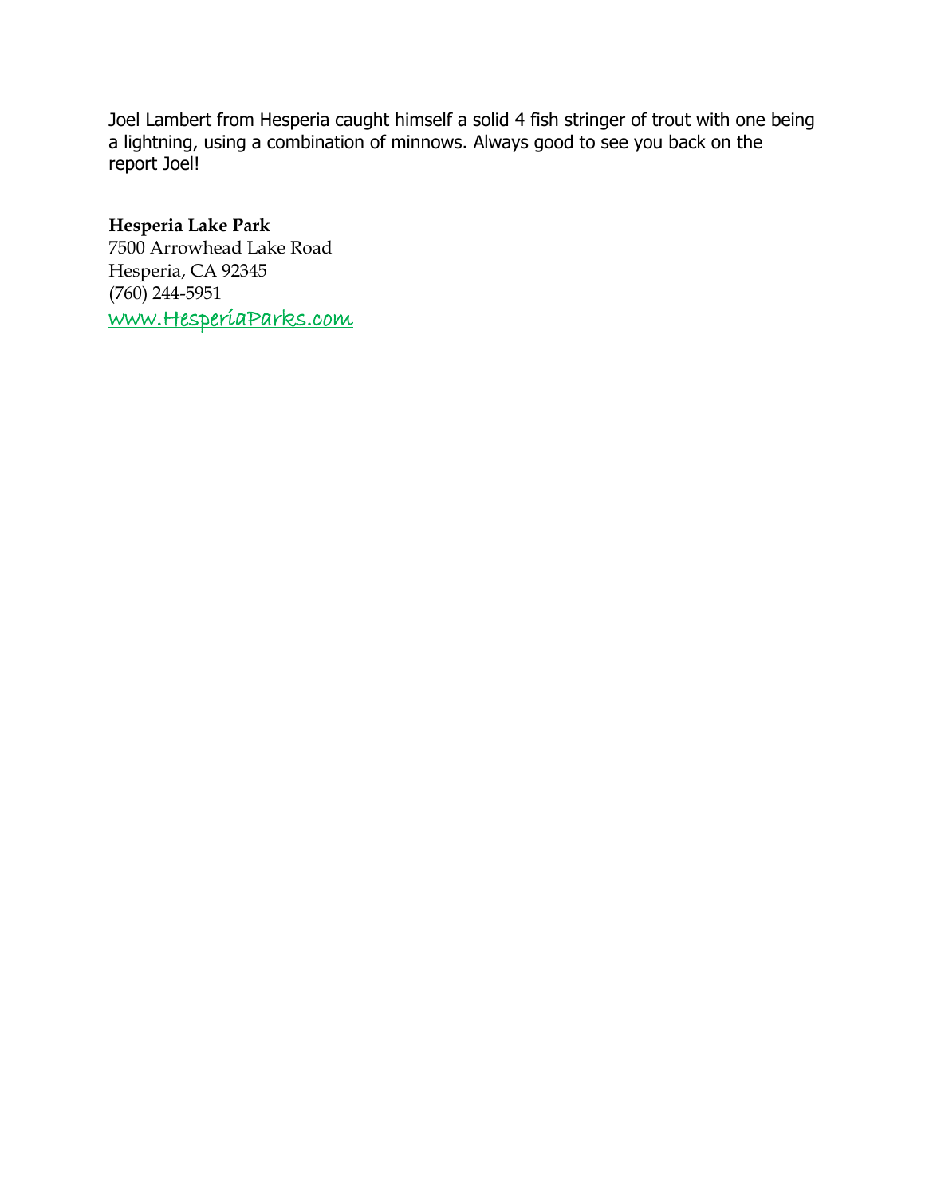Joel Lambert from Hesperia caught himself a solid 4 fish stringer of trout with one being a lightning, using a combination of minnows. Always good to see you back on the report Joel!

**Hesperia Lake Park**
7500 Arrowhead Lake Road
Hesperia, CA 92345
(760) 244-5951
www.HesperiaParks.com